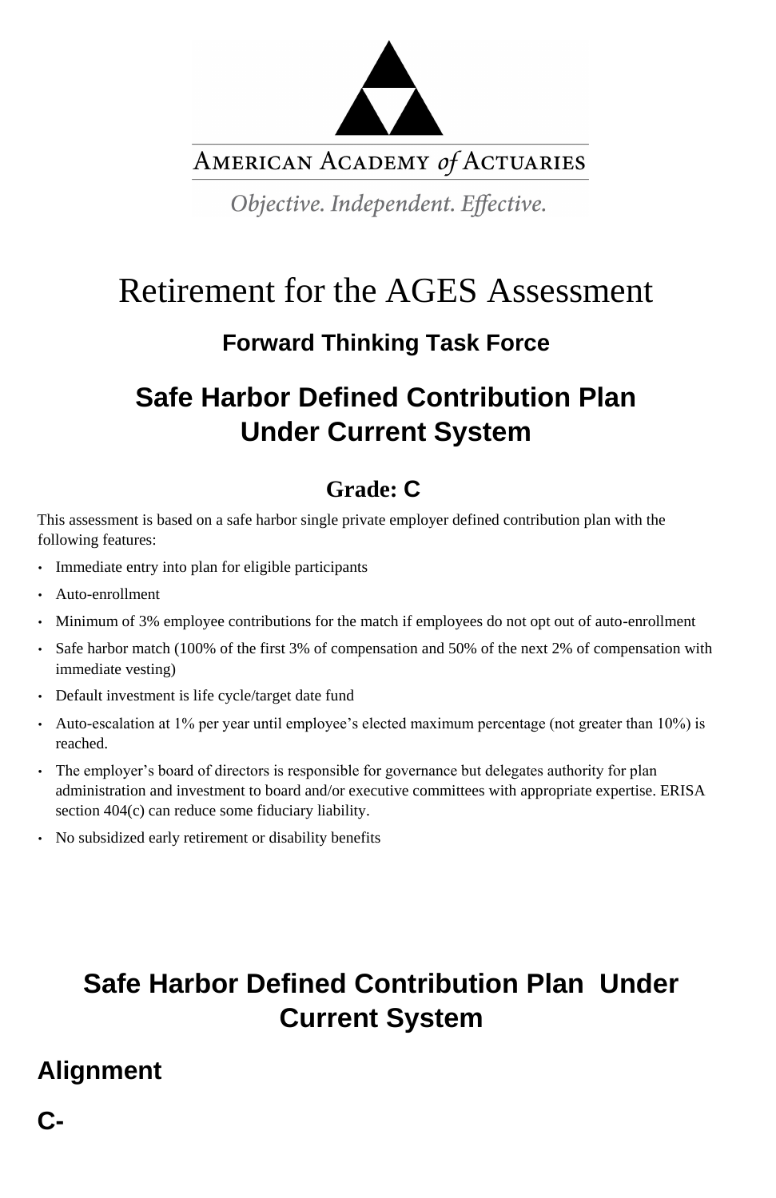AMERICAN ACADEMY *of* ACTUARIES

*Objective. Independent. Effective.*

# Retirement for the AGES Assessment

### Forward Thinking Task Force

## Safe Harbor Defined Contribution Plan Under Current System

### Grade: C

This assessment is based on a safe harbor single private employer defined contribution plan with the following features:

- Immediate entry into plan for eligible participants
- Auto-enrollment
- Minimum of 3% employee contributions for the match if employees do not opt out of auto-enrollment
- Safe harbor match (100% of the first 3% of compensation and 50% of the next 2% of compensation with immediate vesting)
- Default investment is life cycle/target date fund
- Auto-escalation at 1% per year until employee's elected maximum percentage (not greater than 10%) is reached.
- The employer's board of directors is responsible for governance but delegates authority for plan administration and investment to board and/or executive committees with appropriate expertise. ERISA section 404(c) can reduce some fiduciary liability.
- No subsidized early retirement or disability benefits

## Safe Harbor Defined Contribution Plan Under Current System

## Alignment

## C-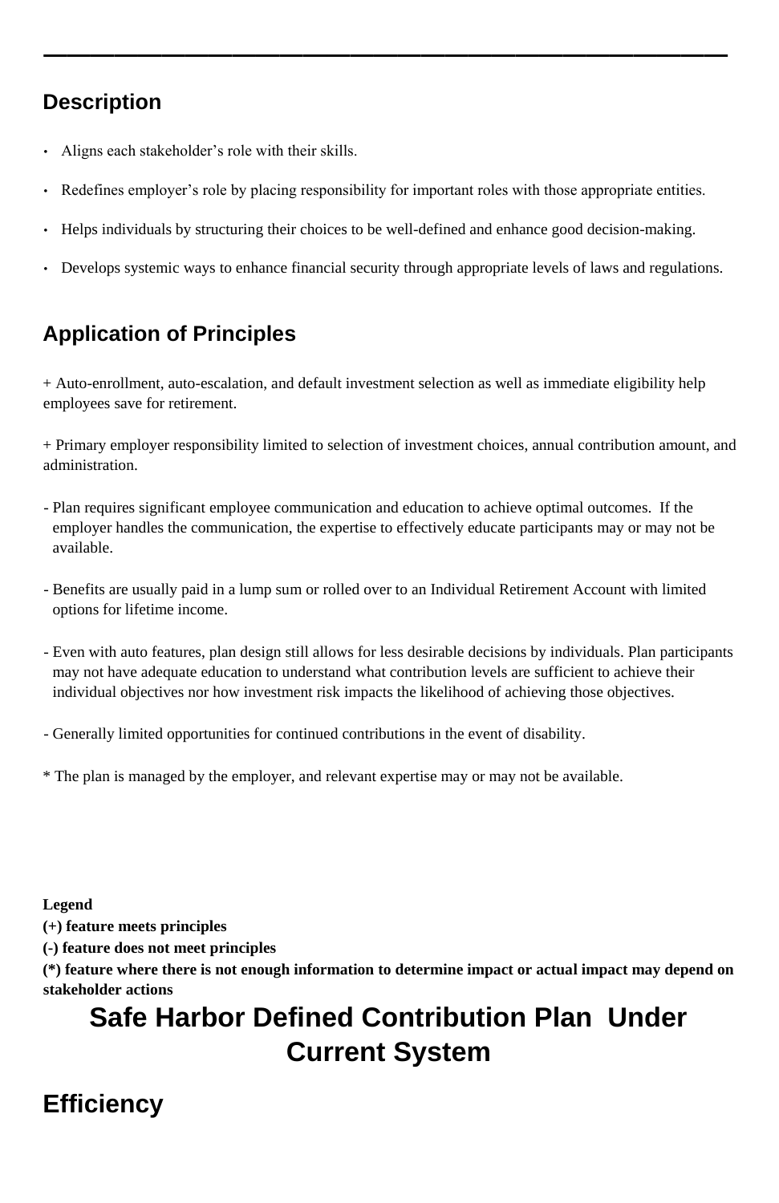## Description

- Aligns each stakeholder's role with their skills.
- Redefines employer's role by placing responsibility for important roles with those appropriate entities.
- Helps individuals by structuring their choices to be well-defined and enhance good decision-making.
- Develops systemic ways to enhance financial security through appropriate levels of laws and regulations.

## Application of Principles

+ Auto-enrollment, auto-escalation, and default investment selection as well as immediate eligibility help employees save for retirement.

+ Primary employer responsibility limited to selection of investment choices, annual contribution amount, and administration.

- Plan requires significant employee communication and education to achieve optimal outcomes.  If the employer handles the communication, the expertise to effectively educate participants may or may not be available.

- Benefits are usually paid in a lump sum or rolled over to an Individual Retirement Account with limited options for lifetime income.

- Even with auto features, plan design still allows for less desirable decisions by individuals. Plan participants may not have adequate education to understand what contribution levels are sufficient to achieve their individual objectives nor how investment risk impacts the likelihood of achieving those objectives.

- Generally limited opportunities for continued contributions in the event of disability.

* The plan is managed by the employer, and relevant expertise may or may not be available.

**Legend**
**(+) feature meets principles**
**(-) feature does not meet principles**
**(*) feature where there is not enough information to determine impact or actual impact may depend on stakeholder actions**

# Safe Harbor Defined Contribution Plan  Under Current System

## Efficiency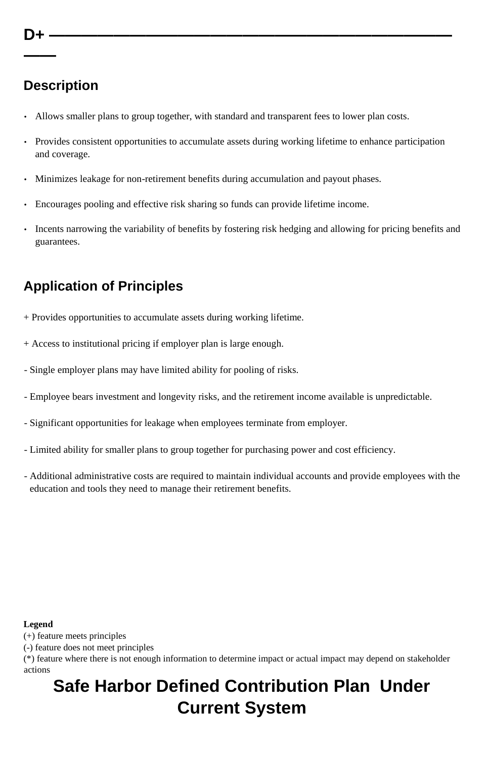# D+

## Description

- Allows smaller plans to group together, with standard and transparent fees to lower plan costs.
- Provides consistent opportunities to accumulate assets during working lifetime to enhance participation and coverage.
- Minimizes leakage for non-retirement benefits during accumulation and payout phases.
- Encourages pooling and effective risk sharing so funds can provide lifetime income.
- Incents narrowing the variability of benefits by fostering risk hedging and allowing for pricing benefits and guarantees.

## Application of Principles

+ Provides opportunities to accumulate assets during working lifetime.

+ Access to institutional pricing if employer plan is large enough.

- Single employer plans may have limited ability for pooling of risks.

- Employee bears investment and longevity risks, and the retirement income available is unpredictable.

- Significant opportunities for leakage when employees terminate from employer.

- Limited ability for smaller plans to group together for purchasing power and cost efficiency.

- Additional administrative costs are required to maintain individual accounts and provide employees with the education and tools they need to manage their retirement benefits.

**Legend**
(+) feature meets principles
(-) feature does not meet principles
(*) feature where there is not enough information to determine impact or actual impact may depend on stakeholder actions

# Safe Harbor Defined Contribution Plan Under Current System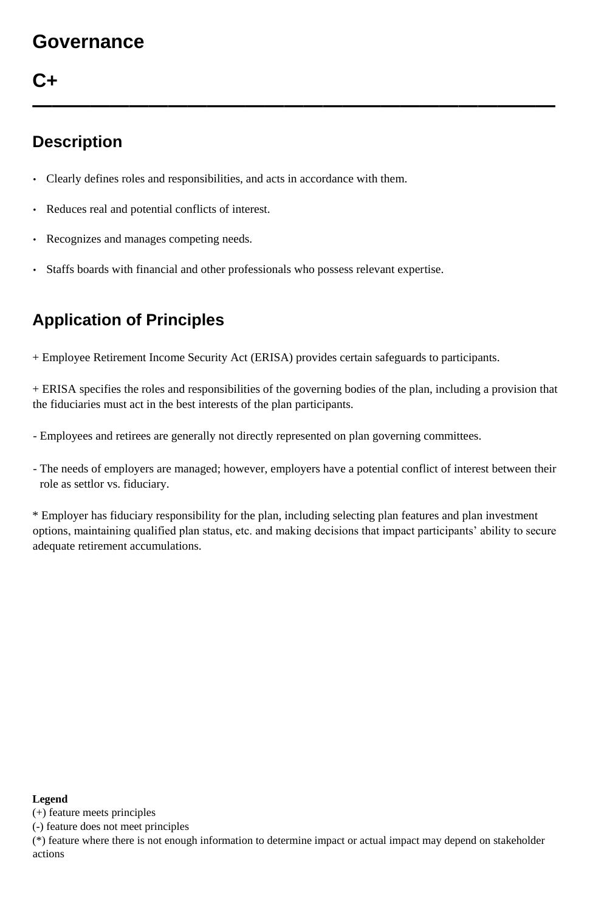# Governance

# C+

---

## Description

- Clearly defines roles and responsibilities, and acts in accordance with them.
- Reduces real and potential conflicts of interest.
- Recognizes and manages competing needs.
- Staffs boards with financial and other professionals who possess relevant expertise.

## Application of Principles

+ Employee Retirement Income Security Act (ERISA) provides certain safeguards to participants.

+ ERISA specifies the roles and responsibilities of the governing bodies of the plan, including a provision that the fiduciaries must act in the best interests of the plan participants.

- Employees and retirees are generally not directly represented on plan governing committees.

- The needs of employers are managed; however, employers have a potential conflict of interest between their role as settlor vs. fiduciary.

* Employer has fiduciary responsibility for the plan, including selecting plan features and plan investment options, maintaining qualified plan status, etc. and making decisions that impact participants' ability to secure adequate retirement accumulations.

**Legend**
(+) feature meets principles
(-) feature does not meet principles
(*) feature where there is not enough information to determine impact or actual impact may depend on stakeholder actions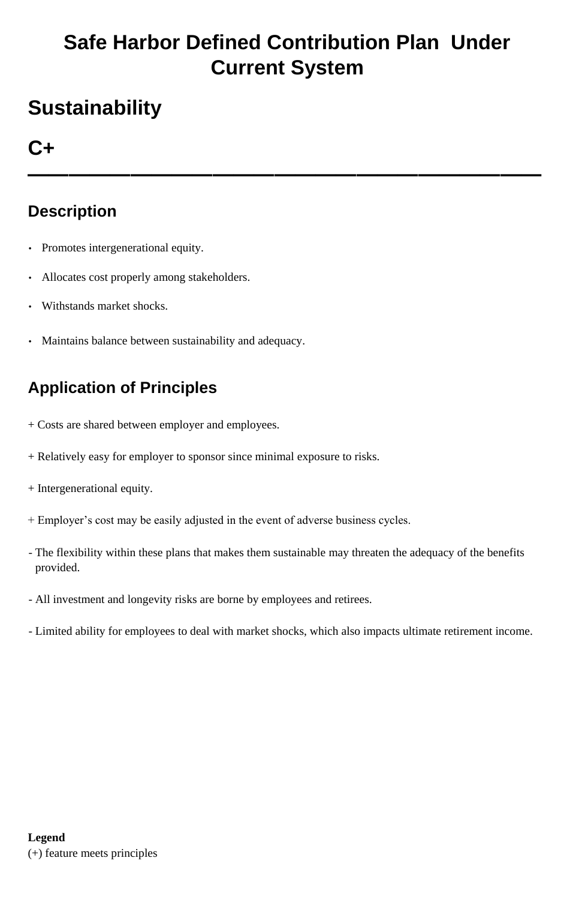# Safe Harbor Defined Contribution Plan Under Current System

## Sustainability

## C+

---

### Description

- Promotes intergenerational equity.
- Allocates cost properly among stakeholders.
- Withstands market shocks.
- Maintains balance between sustainability and adequacy.

### Application of Principles

+ Costs are shared between employer and employees.

+ Relatively easy for employer to sponsor since minimal exposure to risks.

+ Intergenerational equity.

+ Employer's cost may be easily adjusted in the event of adverse business cycles.

- The flexibility within these plans that makes them sustainable may threaten the adequacy of the benefits provided.

- All investment and longevity risks are borne by employees and retirees.

- Limited ability for employees to deal with market shocks, which also impacts ultimate retirement income.

**Legend**
(+) feature meets principles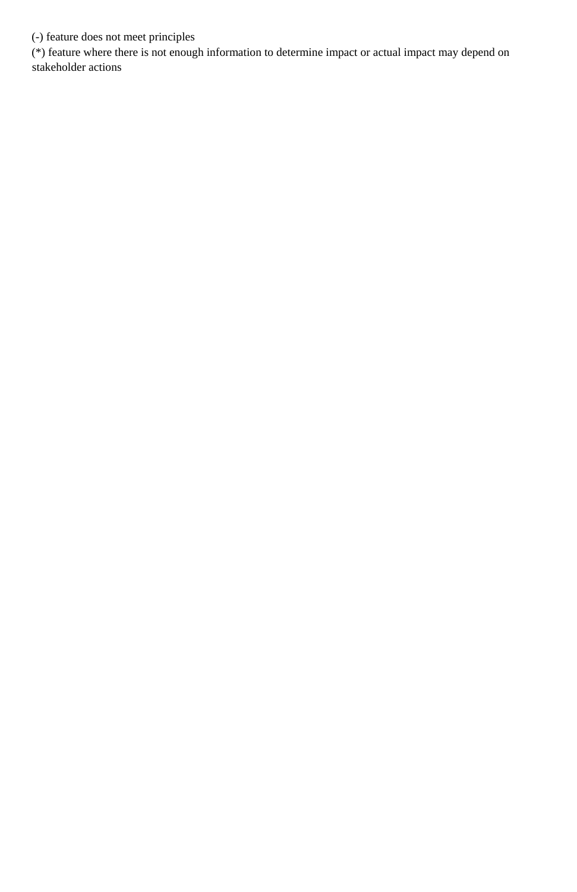(-) feature does not meet principles

(*) feature where there is not enough information to determine impact or actual impact may depend on stakeholder actions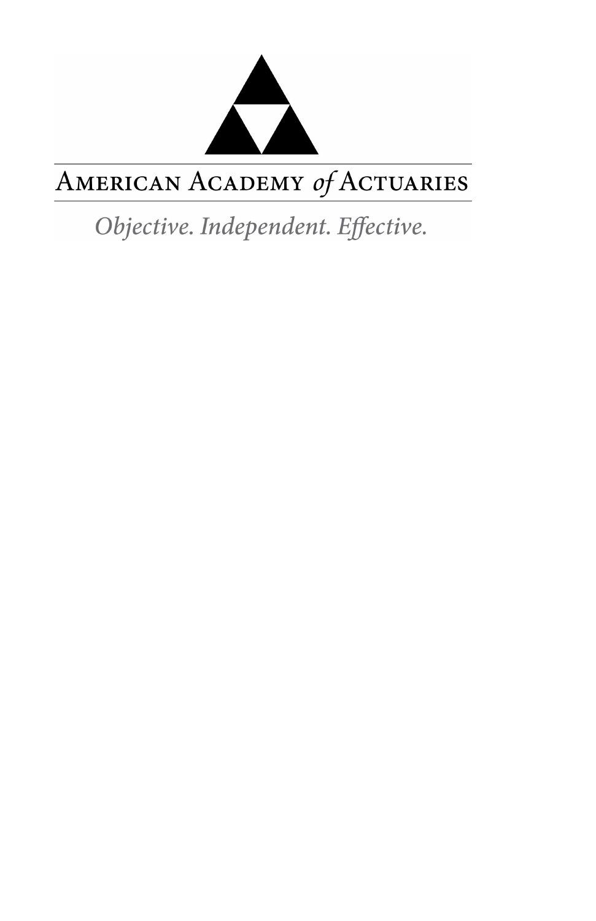American Academy of Actuaries

*Objective. Independent. Effective.*